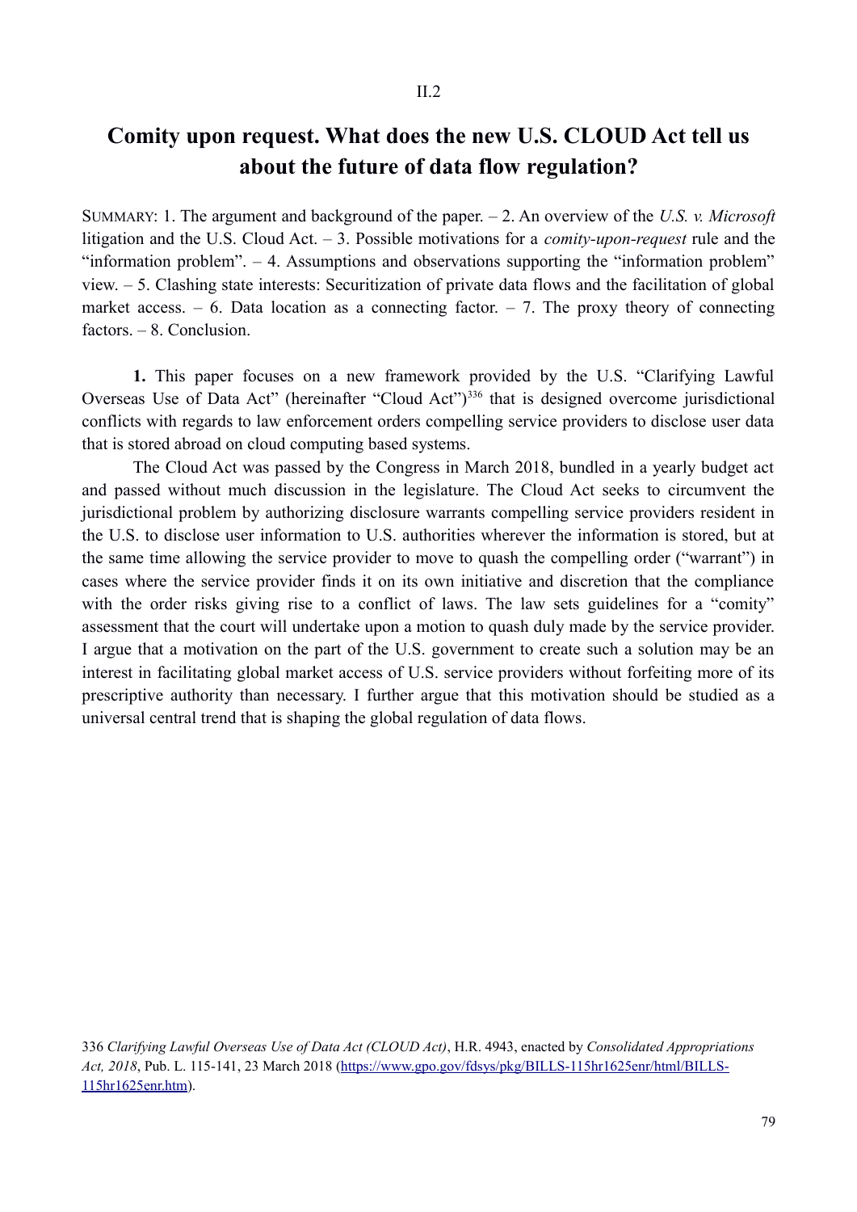II.2

# Comity upon request. What does the new U.S. CLOUD Act tell us about the future of data flow regulation?

SUMMARY: 1. The argument and background of the paper. – 2. An overview of the *U.S. v. Microsoft* litigation and the U.S. Cloud Act. – 3. Possible motivations for a *comity-upon-request* rule and the "information problem". – 4. Assumptions and observations supporting the "information problem" view. – 5. Clashing state interests: Securitization of private data flows and the facilitation of global market access. – 6. Data location as a connecting factor. – 7. The proxy theory of connecting factors. – 8. Conclusion.

**1.** This paper focuses on a new framework provided by the U.S. "Clarifying Lawful Overseas Use of Data Act" (hereinafter "Cloud Act")[336] that is designed overcome jurisdictional conflicts with regards to law enforcement orders compelling service providers to disclose user data that is stored abroad on cloud computing based systems.

The Cloud Act was passed by the Congress in March 2018, bundled in a yearly budget act and passed without much discussion in the legislature. The Cloud Act seeks to circumvent the jurisdictional problem by authorizing disclosure warrants compelling service providers resident in the U.S. to disclose user information to U.S. authorities wherever the information is stored, but at the same time allowing the service provider to move to quash the compelling order ("warrant") in cases where the service provider finds it on its own initiative and discretion that the compliance with the order risks giving rise to a conflict of laws. The law sets guidelines for a "comity" assessment that the court will undertake upon a motion to quash duly made by the service provider. I argue that a motivation on the part of the U.S. government to create such a solution may be an interest in facilitating global market access of U.S. service providers without forfeiting more of its prescriptive authority than necessary. I further argue that this motivation should be studied as a universal central trend that is shaping the global regulation of data flows.

336 *Clarifying Lawful Overseas Use of Data Act (CLOUD Act)*, H.R. 4943, enacted by *Consolidated Appropriations Act, 2018*, Pub. L. 115-141, 23 March 2018 (https://www.gpo.gov/fdsys/pkg/BILLS-115hr1625enr/html/BILLS-115hr1625enr.htm).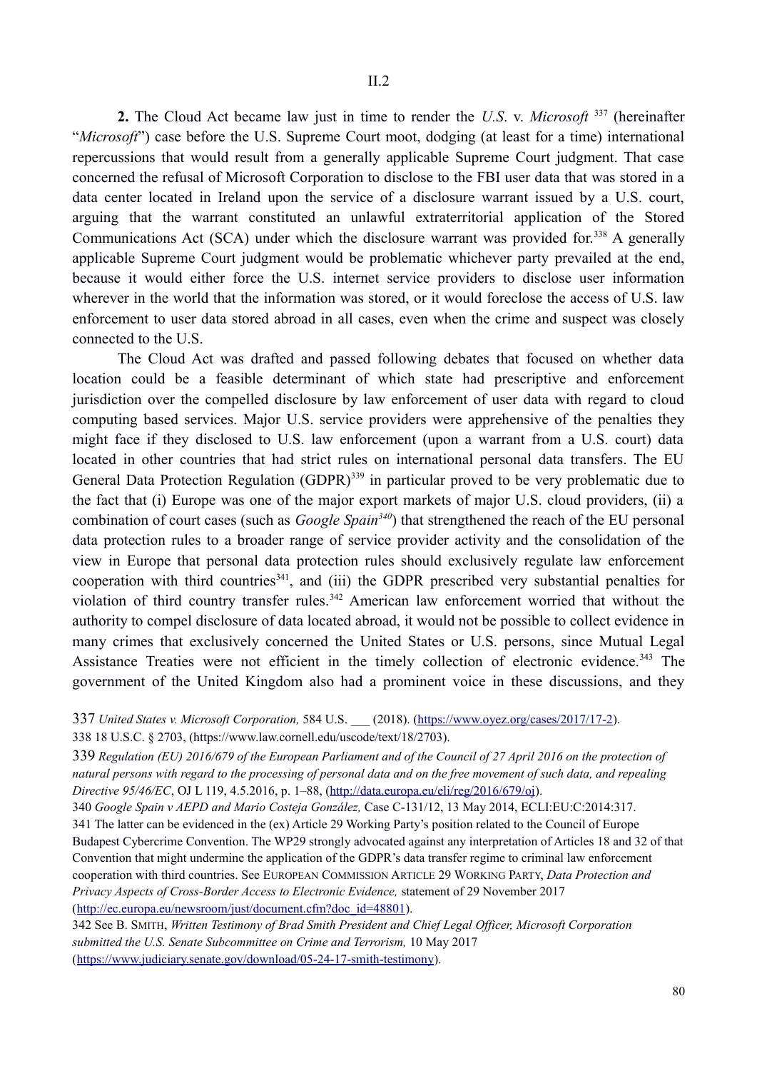II.2

**2.** The Cloud Act became law just in time to render the *U.S.* v. *Microsoft* [337] (hereinafter "*Microsoft*") case before the U.S. Supreme Court moot, dodging (at least for a time) international repercussions that would result from a generally applicable Supreme Court judgment. That case concerned the refusal of Microsoft Corporation to disclose to the FBI user data that was stored in a data center located in Ireland upon the service of a disclosure warrant issued by a U.S. court, arguing that the warrant constituted an unlawful extraterritorial application of the Stored Communications Act (SCA) under which the disclosure warrant was provided for.[338] A generally applicable Supreme Court judgment would be problematic whichever party prevailed at the end, because it would either force the U.S. internet service providers to disclose user information wherever in the world that the information was stored, or it would foreclose the access of U.S. law enforcement to user data stored abroad in all cases, even when the crime and suspect was closely connected to the U.S.

The Cloud Act was drafted and passed following debates that focused on whether data location could be a feasible determinant of which state had prescriptive and enforcement jurisdiction over the compelled disclosure by law enforcement of user data with regard to cloud computing based services. Major U.S. service providers were apprehensive of the penalties they might face if they disclosed to U.S. law enforcement (upon a warrant from a U.S. court) data located in other countries that had strict rules on international personal data transfers. The EU General Data Protection Regulation (GDPR)[339] in particular proved to be very problematic due to the fact that (i) Europe was one of the major export markets of major U.S. cloud providers, (ii) a combination of court cases (such as *Google Spain*[340]) that strengthened the reach of the EU personal data protection rules to a broader range of service provider activity and the consolidation of the view in Europe that personal data protection rules should exclusively regulate law enforcement cooperation with third countries[341], and (iii) the GDPR prescribed very substantial penalties for violation of third country transfer rules.[342] American law enforcement worried that without the authority to compel disclosure of data located abroad, it would not be possible to collect evidence in many crimes that exclusively concerned the United States or U.S. persons, since Mutual Legal Assistance Treaties were not efficient in the timely collection of electronic evidence.[343] The government of the United Kingdom also had a prominent voice in these discussions, and they

337 *United States v. Microsoft Corporation,* 584 U.S. ___ (2018). (https://www.oyez.org/cases/2017/17-2).

338 18 U.S.C. § 2703, (https://www.law.cornell.edu/uscode/text/18/2703).

339 *Regulation (EU) 2016/679 of the European Parliament and of the Council of 27 April 2016 on the protection of natural persons with regard to the processing of personal data and on the free movement of such data, and repealing Directive 95/46/EC*, OJ L 119, 4.5.2016, p. 1–88, (http://data.europa.eu/eli/reg/2016/679/oj).

340 *Google Spain v AEPD and Mario Costeja González,* Case C-131/12, 13 May 2014, ECLI:EU:C:2014:317.

341 The latter can be evidenced in the (ex) Article 29 Working Party's position related to the Council of Europe Budapest Cybercrime Convention. The WP29 strongly advocated against any interpretation of Articles 18 and 32 of that Convention that might undermine the application of the GDPR's data transfer regime to criminal law enforcement cooperation with third countries. See EUROPEAN COMMISSION ARTICLE 29 WORKING PARTY, *Data Protection and Privacy Aspects of Cross-Border Access to Electronic Evidence,* statement of 29 November 2017 (http://ec.europa.eu/newsroom/just/document.cfm?doc_id=48801).

342 See B. SMITH, *Written Testimony of Brad Smith President and Chief Legal Officer, Microsoft Corporation submitted the U.S. Senate Subcommittee on Crime and Terrorism,* 10 May 2017 (https://www.judiciary.senate.gov/download/05-24-17-smith-testimony).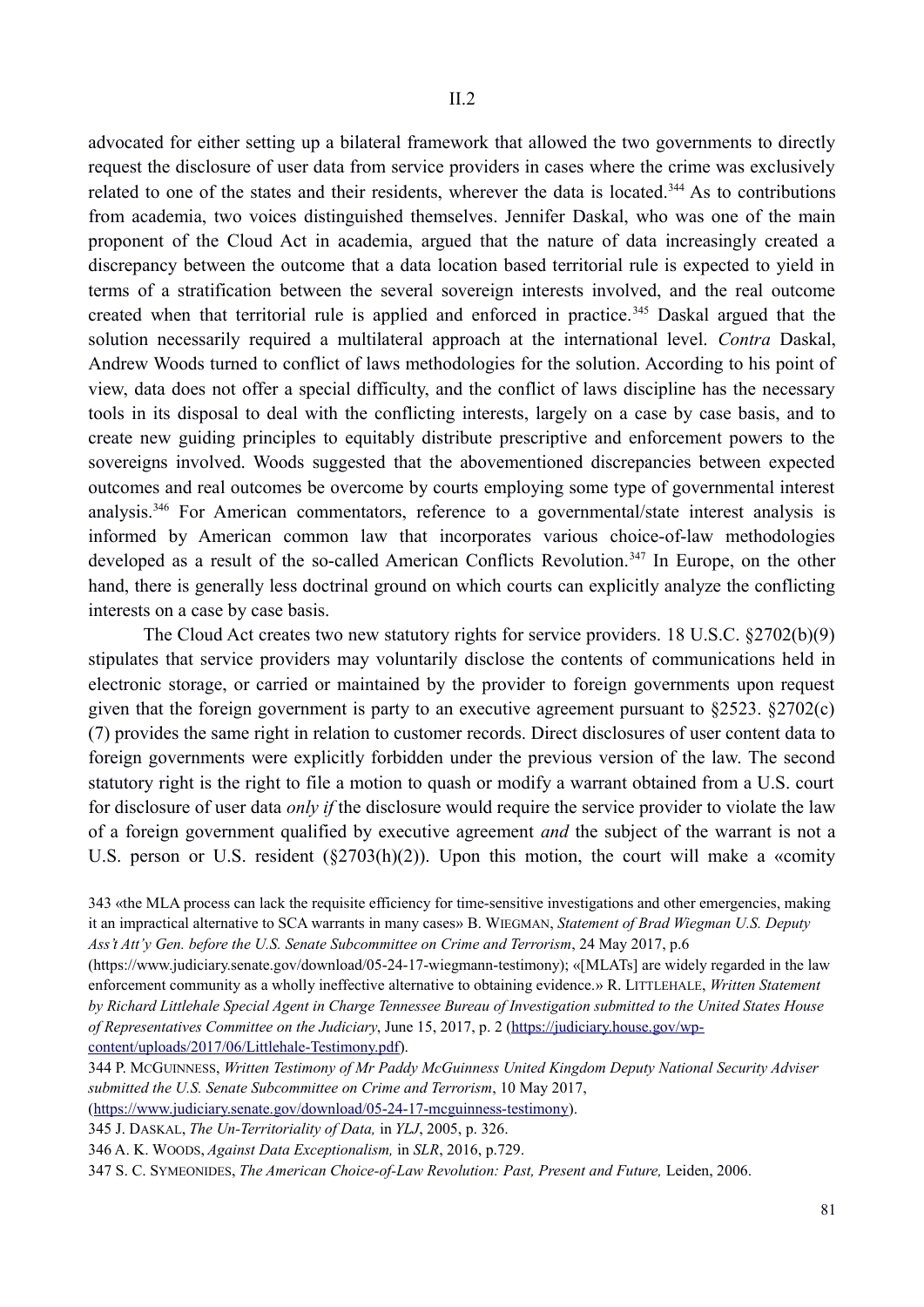advocated for either setting up a bilateral framework that allowed the two governments to directly request the disclosure of user data from service providers in cases where the crime was exclusively related to one of the states and their residents, wherever the data is located.[344] As to contributions from academia, two voices distinguished themselves. Jennifer Daskal, who was one of the main proponent of the Cloud Act in academia, argued that the nature of data increasingly created a discrepancy between the outcome that a data location based territorial rule is expected to yield in terms of a stratification between the several sovereign interests involved, and the real outcome created when that territorial rule is applied and enforced in practice.[345] Daskal argued that the solution necessarily required a multilateral approach at the international level. *Contra* Daskal, Andrew Woods turned to conflict of laws methodologies for the solution. According to his point of view, data does not offer a special difficulty, and the conflict of laws discipline has the necessary tools in its disposal to deal with the conflicting interests, largely on a case by case basis, and to create new guiding principles to equitably distribute prescriptive and enforcement powers to the sovereigns involved. Woods suggested that the abovementioned discrepancies between expected outcomes and real outcomes be overcome by courts employing some type of governmental interest analysis.[346] For American commentators, reference to a governmental/state interest analysis is informed by American common law that incorporates various choice-of-law methodologies developed as a result of the so-called American Conflicts Revolution.[347] In Europe, on the other hand, there is generally less doctrinal ground on which courts can explicitly analyze the conflicting interests on a case by case basis.

The Cloud Act creates two new statutory rights for service providers. 18 U.S.C. §2702(b)(9) stipulates that service providers may voluntarily disclose the contents of communications held in electronic storage, or carried or maintained by the provider to foreign governments upon request given that the foreign government is party to an executive agreement pursuant to §2523. §2702(c)(7) provides the same right in relation to customer records. Direct disclosures of user content data to foreign governments were explicitly forbidden under the previous version of the law. The second statutory right is the right to file a motion to quash or modify a warrant obtained from a U.S. court for disclosure of user data *only if* the disclosure would require the service provider to violate the law of a foreign government qualified by executive agreement *and* the subject of the warrant is not a U.S. person or U.S. resident (§2703(h)(2)). Upon this motion, the court will make a «comity

---

343 «the MLA process can lack the requisite efficiency for time-sensitive investigations and other emergencies, making it an impractical alternative to SCA warrants in many cases» B. Wiegman, *Statement of Brad Wiegman U.S. Deputy Ass't Att'y Gen. before the U.S. Senate Subcommittee on Crime and Terrorism*, 24 May 2017, p.6 (https://www.judiciary.senate.gov/download/05-24-17-wiegmann-testimony); «[MLATs] are widely regarded in the law enforcement community as a wholly ineffective alternative to obtaining evidence.» R. Littlehale, *Written Statement by Richard Littlehale Special Agent in Charge Tennessee Bureau of Investigation submitted to the United States House of Representatives Committee on the Judiciary*, June 15, 2017, p. 2 (https://judiciary.house.gov/wp-content/uploads/2017/06/Littlehale-Testimony.pdf).

344 P. McGuinness, *Written Testimony of Mr Paddy McGuinness United Kingdom Deputy National Security Adviser submitted the U.S. Senate Subcommittee on Crime and Terrorism*, 10 May 2017, (https://www.judiciary.senate.gov/download/05-24-17-mcguinness-testimony).

345 J. Daskal, *The Un-Territoriality of Data,* in *YLJ*, 2005, p. 326.

346 A. K. Woods, *Against Data Exceptionalism,* in *SLR*, 2016, p.729.

347 S. C. Symeonides, *The American Choice-of-Law Revolution: Past, Present and Future,* Leiden, 2006.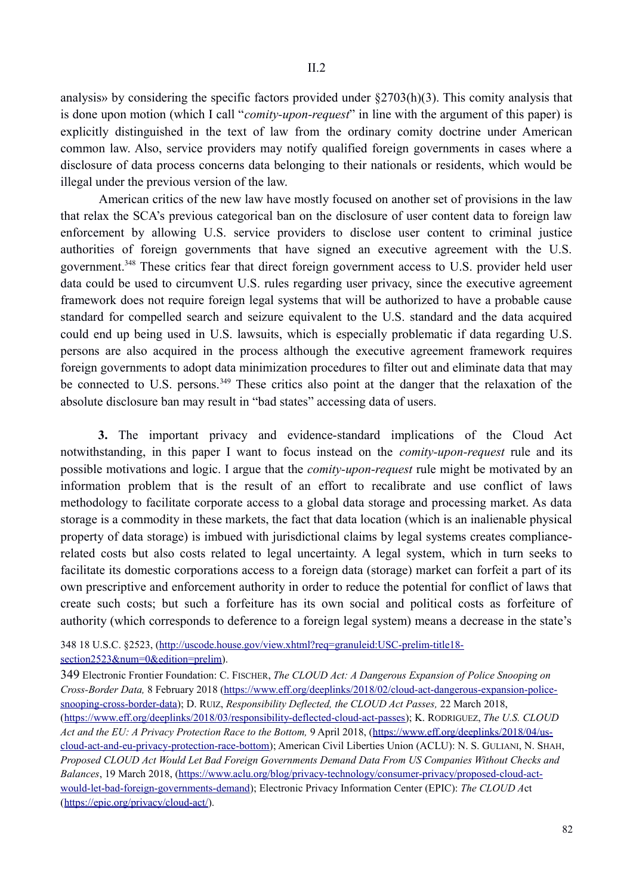analysis» by considering the specific factors provided under §2703(h)(3). This comity analysis that is done upon motion (which I call "*comity-upon-request*" in line with the argument of this paper) is explicitly distinguished in the text of law from the ordinary comity doctrine under American common law. Also, service providers may notify qualified foreign governments in cases where a disclosure of data process concerns data belonging to their nationals or residents, which would be illegal under the previous version of the law.

American critics of the new law have mostly focused on another set of provisions in the law that relax the SCA's previous categorical ban on the disclosure of user content data to foreign law enforcement by allowing U.S. service providers to disclose user content to criminal justice authorities of foreign governments that have signed an executive agreement with the U.S. government.[348] These critics fear that direct foreign government access to U.S. provider held user data could be used to circumvent U.S. rules regarding user privacy, since the executive agreement framework does not require foreign legal systems that will be authorized to have a probable cause standard for compelled search and seizure equivalent to the U.S. standard and the data acquired could end up being used in U.S. lawsuits, which is especially problematic if data regarding U.S. persons are also acquired in the process although the executive agreement framework requires foreign governments to adopt data minimization procedures to filter out and eliminate data that may be connected to U.S. persons.[349] These critics also point at the danger that the relaxation of the absolute disclosure ban may result in "bad states" accessing data of users.

**3.** The important privacy and evidence-standard implications of the Cloud Act notwithstanding, in this paper I want to focus instead on the *comity-upon-request* rule and its possible motivations and logic. I argue that the *comity-upon-request* rule might be motivated by an information problem that is the result of an effort to recalibrate and use conflict of laws methodology to facilitate corporate access to a global data storage and processing market. As data storage is a commodity in these markets, the fact that data location (which is an inalienable physical property of data storage) is imbued with jurisdictional claims by legal systems creates compliance-related costs but also costs related to legal uncertainty. A legal system, which in turn seeks to facilitate its domestic corporations access to a foreign data (storage) market can forfeit a part of its own prescriptive and enforcement authority in order to reduce the potential for conflict of laws that create such costs; but such a forfeiture has its own social and political costs as forfeiture of authority (which corresponds to deference to a foreign legal system) means a decrease in the state's

348 18 U.S.C. §2523, (http://uscode.house.gov/view.xhtml?req=granuleid:USC-prelim-title18-section2523&num=0&edition=prelim).

349 Electronic Frontier Foundation: C. Fischer, *The CLOUD Act: A Dangerous Expansion of Police Snooping on Cross-Border Data,* 8 February 2018 (https://www.eff.org/deeplinks/2018/02/cloud-act-dangerous-expansion-police-snooping-cross-border-data); D. Ruiz, *Responsibility Deflected, the CLOUD Act Passes,* 22 March 2018, (https://www.eff.org/deeplinks/2018/03/responsibility-deflected-cloud-act-passes); K. Rodriguez, *The U.S. CLOUD Act and the EU: A Privacy Protection Race to the Bottom,* 9 April 2018, (https://www.eff.org/deeplinks/2018/04/us-cloud-act-and-eu-privacy-protection-race-bottom); American Civil Liberties Union (ACLU): N. S. Guliani, N. Shah, *Proposed CLOUD Act Would Let Bad Foreign Governments Demand Data From US Companies Without Checks and Balances*, 19 March 2018, (https://www.aclu.org/blog/privacy-technology/consumer-privacy/proposed-cloud-act-would-let-bad-foreign-governments-demand); Electronic Privacy Information Center (EPIC): *The CLOUD Act* (https://epic.org/privacy/cloud-act/).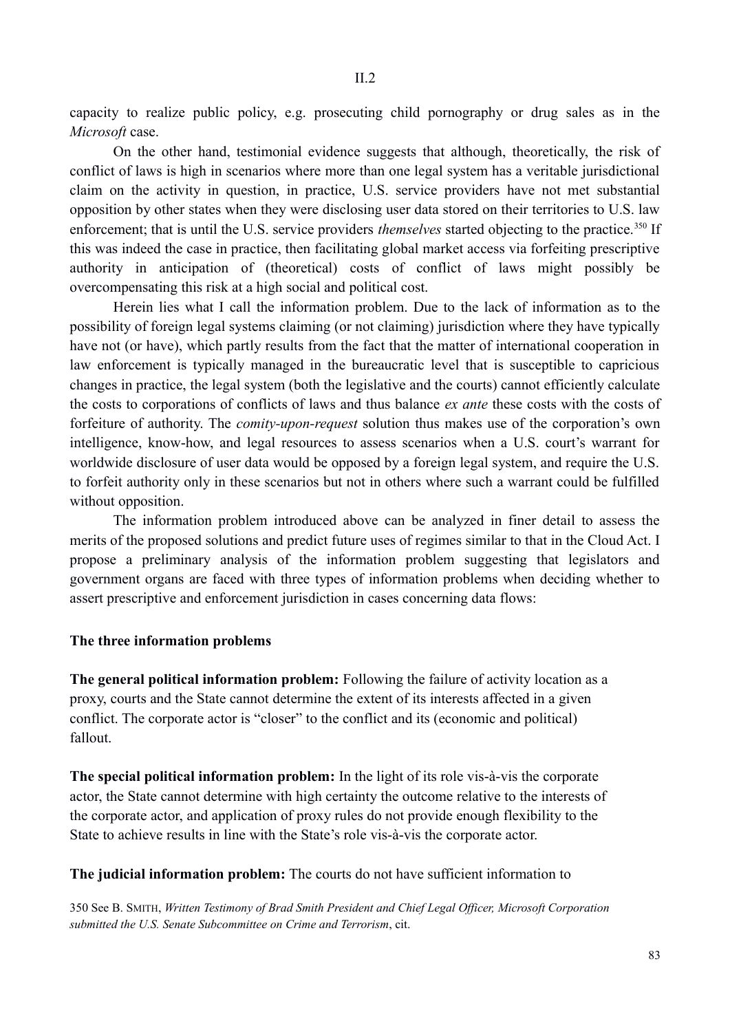capacity to realize public policy, e.g. prosecuting child pornography or drug sales as in the *Microsoft* case.

On the other hand, testimonial evidence suggests that although, theoretically, the risk of conflict of laws is high in scenarios where more than one legal system has a veritable jurisdictional claim on the activity in question, in practice, U.S. service providers have not met substantial opposition by other states when they were disclosing user data stored on their territories to U.S. law enforcement; that is until the U.S. service providers *themselves* started objecting to the practice.[350] If this was indeed the case in practice, then facilitating global market access via forfeiting prescriptive authority in anticipation of (theoretical) costs of conflict of laws might possibly be overcompensating this risk at a high social and political cost.

Herein lies what I call the information problem. Due to the lack of information as to the possibility of foreign legal systems claiming (or not claiming) jurisdiction where they have typically have not (or have), which partly results from the fact that the matter of international cooperation in law enforcement is typically managed in the bureaucratic level that is susceptible to capricious changes in practice, the legal system (both the legislative and the courts) cannot efficiently calculate the costs to corporations of conflicts of laws and thus balance *ex ante* these costs with the costs of forfeiture of authority. The *comity-upon-request* solution thus makes use of the corporation's own intelligence, know-how, and legal resources to assess scenarios when a U.S. court's warrant for worldwide disclosure of user data would be opposed by a foreign legal system, and require the U.S. to forfeit authority only in these scenarios but not in others where such a warrant could be fulfilled without opposition.

The information problem introduced above can be analyzed in finer detail to assess the merits of the proposed solutions and predict future uses of regimes similar to that in the Cloud Act. I propose a preliminary analysis of the information problem suggesting that legislators and government organs are faced with three types of information problems when deciding whether to assert prescriptive and enforcement jurisdiction in cases concerning data flows:

**The three information problems**

**The general political information problem:** Following the failure of activity location as a proxy, courts and the State cannot determine the extent of its interests affected in a given conflict. The corporate actor is "closer" to the conflict and its (economic and political) fallout.

**The special political information problem:** In the light of its role vis-à-vis the corporate actor, the State cannot determine with high certainty the outcome relative to the interests of the corporate actor, and application of proxy rules do not provide enough flexibility to the State to achieve results in line with the State's role vis-à-vis the corporate actor.

**The judicial information problem:** The courts do not have sufficient information to

350 See B. SMITH, *Written Testimony of Brad Smith President and Chief Legal Officer, Microsoft Corporation submitted the U.S. Senate Subcommittee on Crime and Terrorism*, cit.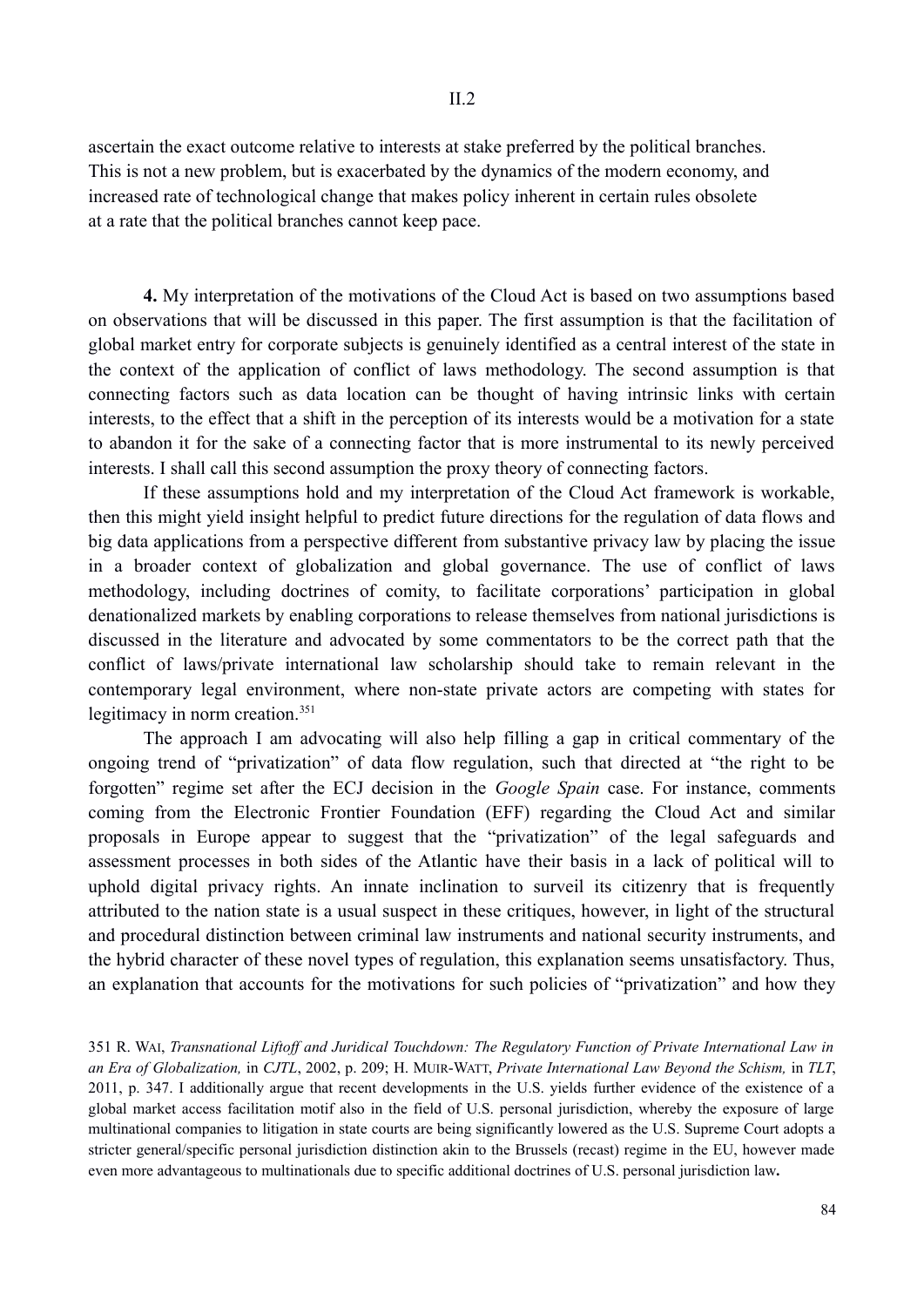ascertain the exact outcome relative to interests at stake preferred by the political branches. This is not a new problem, but is exacerbated by the dynamics of the modern economy, and increased rate of technological change that makes policy inherent in certain rules obsolete at a rate that the political branches cannot keep pace.

**4.** My interpretation of the motivations of the Cloud Act is based on two assumptions based on observations that will be discussed in this paper. The first assumption is that the facilitation of global market entry for corporate subjects is genuinely identified as a central interest of the state in the context of the application of conflict of laws methodology. The second assumption is that connecting factors such as data location can be thought of having intrinsic links with certain interests, to the effect that a shift in the perception of its interests would be a motivation for a state to abandon it for the sake of a connecting factor that is more instrumental to its newly perceived interests. I shall call this second assumption the proxy theory of connecting factors.

If these assumptions hold and my interpretation of the Cloud Act framework is workable, then this might yield insight helpful to predict future directions for the regulation of data flows and big data applications from a perspective different from substantive privacy law by placing the issue in a broader context of globalization and global governance. The use of conflict of laws methodology, including doctrines of comity, to facilitate corporations' participation in global denationalized markets by enabling corporations to release themselves from national jurisdictions is discussed in the literature and advocated by some commentators to be the correct path that the conflict of laws/private international law scholarship should take to remain relevant in the contemporary legal environment, where non-state private actors are competing with states for legitimacy in norm creation.[351]

The approach I am advocating will also help filling a gap in critical commentary of the ongoing trend of "privatization" of data flow regulation, such that directed at "the right to be forgotten" regime set after the ECJ decision in the *Google Spain* case. For instance, comments coming from the Electronic Frontier Foundation (EFF) regarding the Cloud Act and similar proposals in Europe appear to suggest that the "privatization" of the legal safeguards and assessment processes in both sides of the Atlantic have their basis in a lack of political will to uphold digital privacy rights. An innate inclination to surveil its citizenry that is frequently attributed to the nation state is a usual suspect in these critiques, however, in light of the structural and procedural distinction between criminal law instruments and national security instruments, and the hybrid character of these novel types of regulation, this explanation seems unsatisfactory. Thus, an explanation that accounts for the motivations for such policies of "privatization" and how they

351 R. WAI, *Transnational Liftoff and Juridical Touchdown: The Regulatory Function of Private International Law in an Era of Globalization,* in *CJTL*, 2002, p. 209; H. MUIR-WATT, *Private International Law Beyond the Schism,* in *TLT*, 2011, p. 347. I additionally argue that recent developments in the U.S. yields further evidence of the existence of a global market access facilitation motif also in the field of U.S. personal jurisdiction, whereby the exposure of large multinational companies to litigation in state courts are being significantly lowered as the U.S. Supreme Court adopts a stricter general/specific personal jurisdiction distinction akin to the Brussels (recast) regime in the EU, however made even more advantageous to multinationals due to specific additional doctrines of U.S. personal jurisdiction law**.**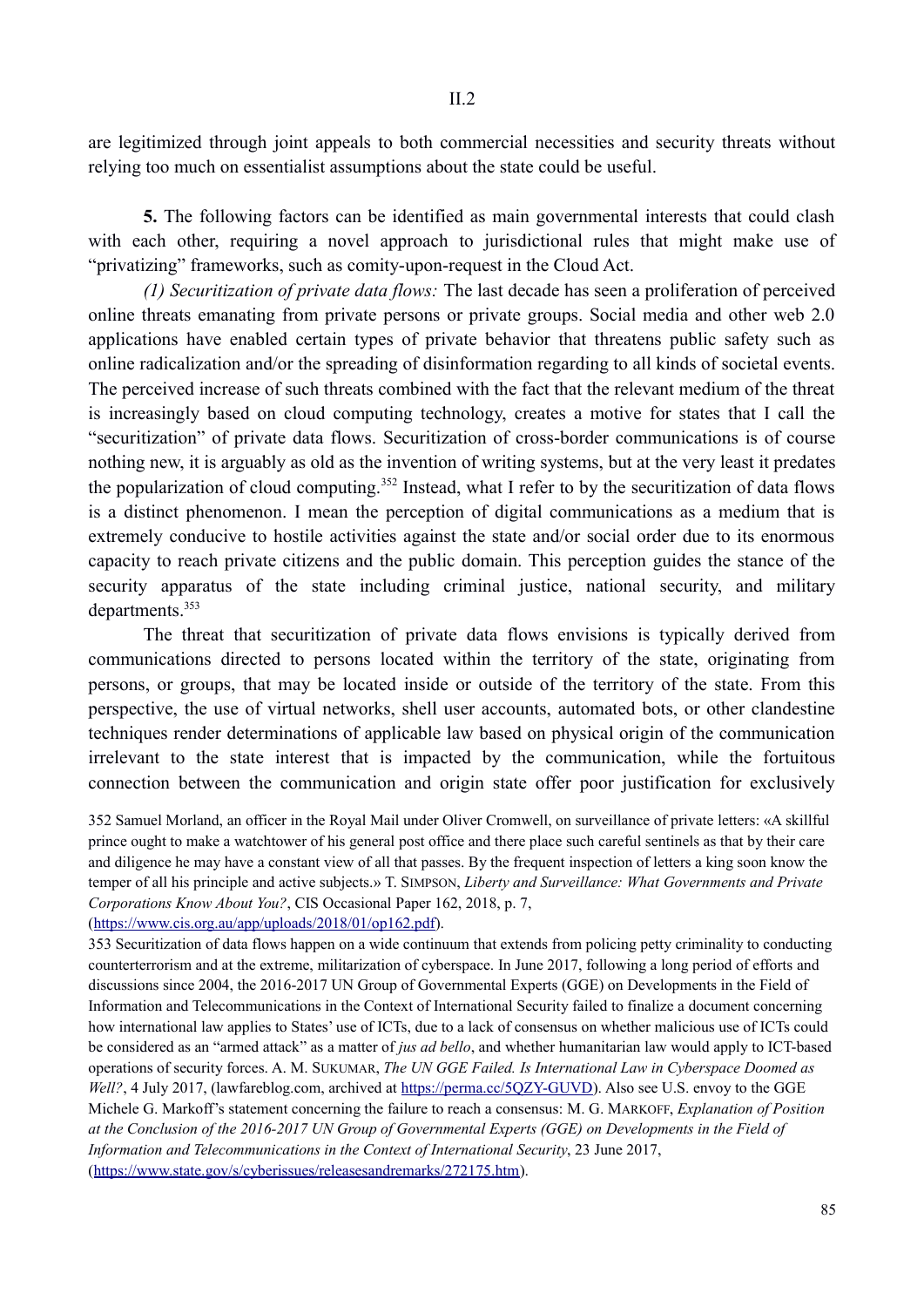are legitimized through joint appeals to both commercial necessities and security threats without relying too much on essentialist assumptions about the state could be useful.

**5.** The following factors can be identified as main governmental interests that could clash with each other, requiring a novel approach to jurisdictional rules that might make use of "privatizing" frameworks, such as comity-upon-request in the Cloud Act.

*(1) Securitization of private data flows:* The last decade has seen a proliferation of perceived online threats emanating from private persons or private groups. Social media and other web 2.0 applications have enabled certain types of private behavior that threatens public safety such as online radicalization and/or the spreading of disinformation regarding to all kinds of societal events. The perceived increase of such threats combined with the fact that the relevant medium of the threat is increasingly based on cloud computing technology, creates a motive for states that I call the "securitization" of private data flows. Securitization of cross-border communications is of course nothing new, it is arguably as old as the invention of writing systems, but at the very least it predates the popularization of cloud computing.[352] Instead, what I refer to by the securitization of data flows is a distinct phenomenon. I mean the perception of digital communications as a medium that is extremely conducive to hostile activities against the state and/or social order due to its enormous capacity to reach private citizens and the public domain. This perception guides the stance of the security apparatus of the state including criminal justice, national security, and military departments.[353]

The threat that securitization of private data flows envisions is typically derived from communications directed to persons located within the territory of the state, originating from persons, or groups, that may be located inside or outside of the territory of the state. From this perspective, the use of virtual networks, shell user accounts, automated bots, or other clandestine techniques render determinations of applicable law based on physical origin of the communication irrelevant to the state interest that is impacted by the communication, while the fortuitous connection between the communication and origin state offer poor justification for exclusively

352 Samuel Morland, an officer in the Royal Mail under Oliver Cromwell, on surveillance of private letters: «A skillful prince ought to make a watchtower of his general post office and there place such careful sentinels as that by their care and diligence he may have a constant view of all that passes. By the frequent inspection of letters a king soon know the temper of all his principle and active subjects.» T. SIMPSON, *Liberty and Surveillance: What Governments and Private Corporations Know About You?*, CIS Occasional Paper 162, 2018, p. 7, (https://www.cis.org.au/app/uploads/2018/01/op162.pdf).

353 Securitization of data flows happen on a wide continuum that extends from policing petty criminality to conducting counterterrorism and at the extreme, militarization of cyberspace. In June 2017, following a long period of efforts and discussions since 2004, the 2016-2017 UN Group of Governmental Experts (GGE) on Developments in the Field of Information and Telecommunications in the Context of International Security failed to finalize a document concerning how international law applies to States' use of ICTs, due to a lack of consensus on whether malicious use of ICTs could be considered as an "armed attack" as a matter of *jus ad bello*, and whether humanitarian law would apply to ICT-based operations of security forces. A. M. SUKUMAR, *The UN GGE Failed. Is International Law in Cyberspace Doomed as Well?*, 4 July 2017, (lawfareblog.com, archived at https://perma.cc/5QZY-GUVD). Also see U.S. envoy to the GGE Michele G. Markoff's statement concerning the failure to reach a consensus: M. G. MARKOFF, *Explanation of Position at the Conclusion of the 2016-2017 UN Group of Governmental Experts (GGE) on Developments in the Field of Information and Telecommunications in the Context of International Security*, 23 June 2017, (https://www.state.gov/s/cyberissues/releasesandremarks/272175.htm).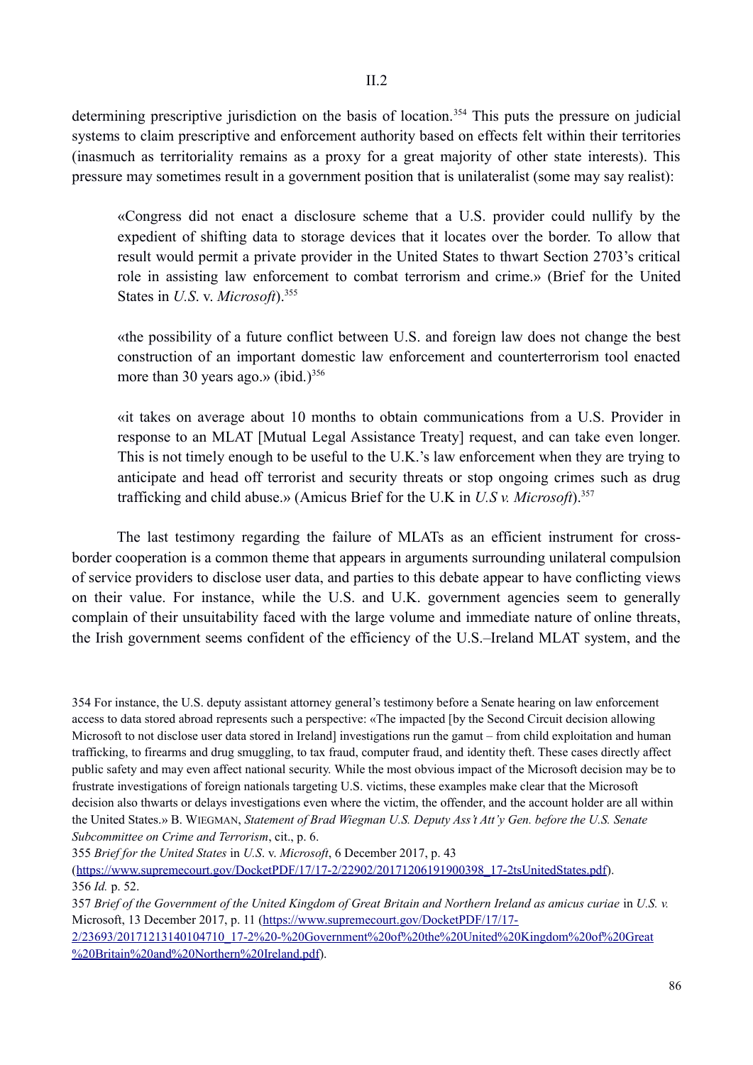determining prescriptive jurisdiction on the basis of location.[354] This puts the pressure on judicial systems to claim prescriptive and enforcement authority based on effects felt within their territories (inasmuch as territoriality remains as a proxy for a great majority of other state interests). This pressure may sometimes result in a government position that is unilateralist (some may say realist):

> «Congress did not enact a disclosure scheme that a U.S. provider could nullify by the expedient of shifting data to storage devices that it locates over the border. To allow that result would permit a private provider in the United States to thwart Section 2703's critical role in assisting law enforcement to combat terrorism and crime.» (Brief for the United States in *U.S.* v. *Microsoft*).[355]

> «the possibility of a future conflict between U.S. and foreign law does not change the best construction of an important domestic law enforcement and counterterrorism tool enacted more than 30 years ago.» (ibid.)[356]

> «it takes on average about 10 months to obtain communications from a U.S. Provider in response to an MLAT [Mutual Legal Assistance Treaty] request, and can take even longer. This is not timely enough to be useful to the U.K.'s law enforcement when they are trying to anticipate and head off terrorist and security threats or stop ongoing crimes such as drug trafficking and child abuse.» (Amicus Brief for the U.K in *U.S v. Microsoft*).[357]

The last testimony regarding the failure of MLATs as an efficient instrument for cross-border cooperation is a common theme that appears in arguments surrounding unilateral compulsion of service providers to disclose user data, and parties to this debate appear to have conflicting views on their value. For instance, while the U.S. and U.K. government agencies seem to generally complain of their unsuitability faced with the large volume and immediate nature of online threats, the Irish government seems confident of the efficiency of the U.S.–Ireland MLAT system, and the

---

354 For instance, the U.S. deputy assistant attorney general's testimony before a Senate hearing on law enforcement access to data stored abroad represents such a perspective: «The impacted [by the Second Circuit decision allowing Microsoft to not disclose user data stored in Ireland] investigations run the gamut – from child exploitation and human trafficking, to firearms and drug smuggling, to tax fraud, computer fraud, and identity theft. These cases directly affect public safety and may even affect national security. While the most obvious impact of the Microsoft decision may be to frustrate investigations of foreign nationals targeting U.S. victims, these examples make clear that the Microsoft decision also thwarts or delays investigations even where the victim, the offender, and the account holder are all within the United States.» B. WIEGMAN, *Statement of Brad Wiegman U.S. Deputy Ass't Att'y Gen. before the U.S. Senate Subcommittee on Crime and Terrorism*, cit., p. 6.

355 *Brief for the United States* in *U.S*. v. *Microsoft*, 6 December 2017, p. 43 (https://www.supremecourt.gov/DocketPDF/17/17-2/22902/20171206191900398_17-2tsUnitedStates.pdf).

356 *Id.* p. 52.

357 *Brief of the Government of the United Kingdom of Great Britain and Northern Ireland as amicus curiae* in *U.S. v.* Microsoft, 13 December 2017, p. 11 (https://www.supremecourt.gov/DocketPDF/17/17-2/23693/20171213140104710_17-2%20-%20Government%20of%20the%20United%20Kingdom%20of%20Great%20Britain%20and%20Northern%20Ireland.pdf).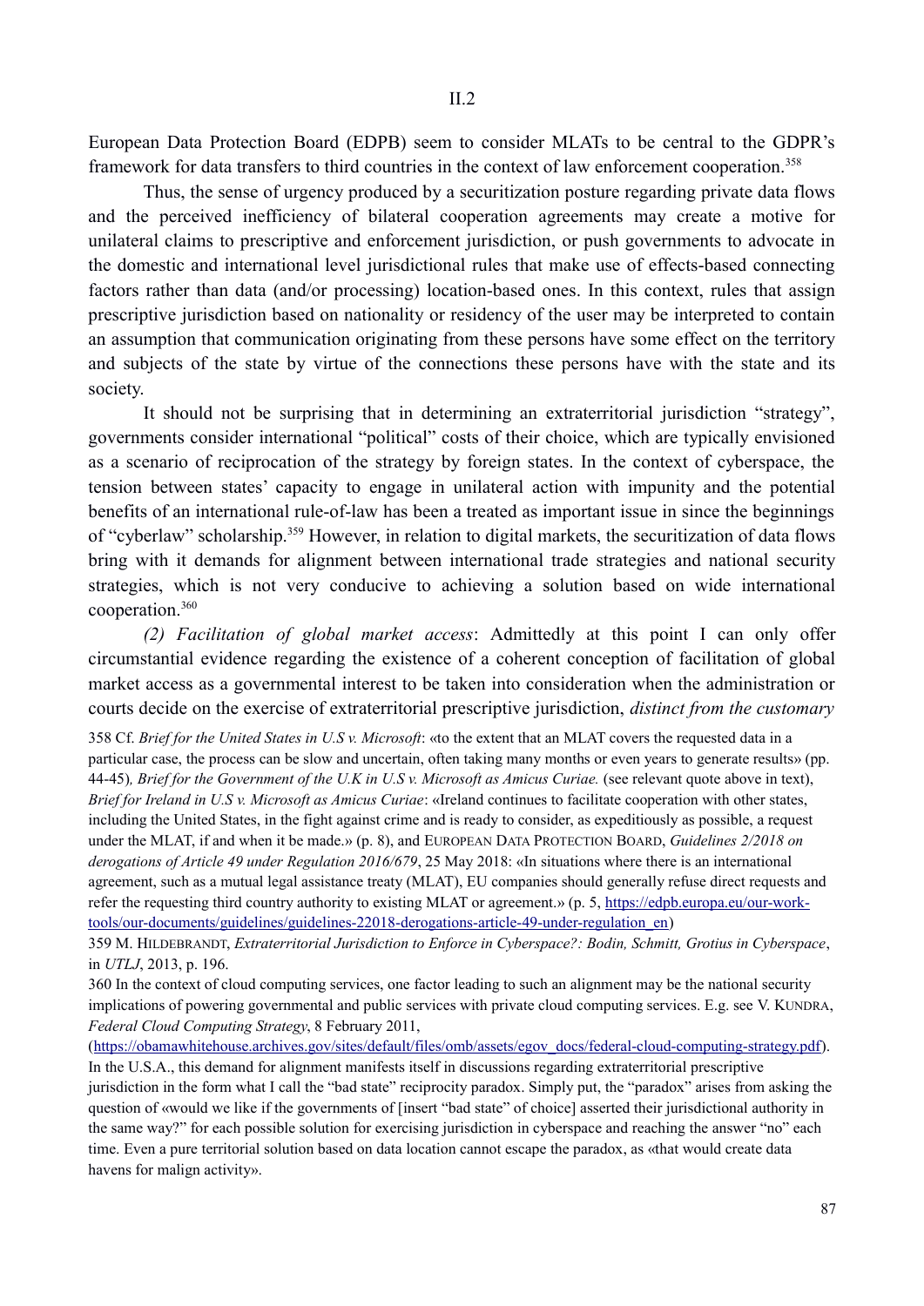European Data Protection Board (EDPB) seem to consider MLATs to be central to the GDPR's framework for data transfers to third countries in the context of law enforcement cooperation.[358]

Thus, the sense of urgency produced by a securitization posture regarding private data flows and the perceived inefficiency of bilateral cooperation agreements may create a motive for unilateral claims to prescriptive and enforcement jurisdiction, or push governments to advocate in the domestic and international level jurisdictional rules that make use of effects-based connecting factors rather than data (and/or processing) location-based ones. In this context, rules that assign prescriptive jurisdiction based on nationality or residency of the user may be interpreted to contain an assumption that communication originating from these persons have some effect on the territory and subjects of the state by virtue of the connections these persons have with the state and its society.

It should not be surprising that in determining an extraterritorial jurisdiction "strategy", governments consider international "political" costs of their choice, which are typically envisioned as a scenario of reciprocation of the strategy by foreign states. In the context of cyberspace, the tension between states' capacity to engage in unilateral action with impunity and the potential benefits of an international rule-of-law has been a treated as important issue in since the beginnings of "cyberlaw" scholarship.[359] However, in relation to digital markets, the securitization of data flows bring with it demands for alignment between international trade strategies and national security strategies, which is not very conducive to achieving a solution based on wide international cooperation.[360]

*(2) Facilitation of global market access*: Admittedly at this point I can only offer circumstantial evidence regarding the existence of a coherent conception of facilitation of global market access as a governmental interest to be taken into consideration when the administration or courts decide on the exercise of extraterritorial prescriptive jurisdiction, *distinct from the customary*

358 Cf. *Brief for the United States in U.S v. Microsoft*: «to the extent that an MLAT covers the requested data in a particular case, the process can be slow and uncertain, often taking many months or even years to generate results» (pp. 44-45)*, Brief for the Government of the U.K in U.S v. Microsoft as Amicus Curiae.* (see relevant quote above in text), *Brief for Ireland in U.S v. Microsoft as Amicus Curiae*: «Ireland continues to facilitate cooperation with other states, including the United States, in the fight against crime and is ready to consider, as expeditiously as possible, a request under the MLAT, if and when it be made.» (p. 8), and EUROPEAN DATA PROTECTION BOARD, *Guidelines 2/2018 on derogations of Article 49 under Regulation 2016/679*, 25 May 2018: «In situations where there is an international agreement, such as a mutual legal assistance treaty (MLAT), EU companies should generally refuse direct requests and refer the requesting third country authority to existing MLAT or agreement.» (p. 5, https://edpb.europa.eu/our-work-tools/our-documents/guidelines/guidelines-22018-derogations-article-49-under-regulation_en)

359 M. HILDEBRANDT, *Extraterritorial Jurisdiction to Enforce in Cyberspace?: Bodin, Schmitt, Grotius in Cyberspace*, in *UTLJ*, 2013, p. 196.

360 In the context of cloud computing services, one factor leading to such an alignment may be the national security implications of powering governmental and public services with private cloud computing services. E.g. see V. KUNDRA, *Federal Cloud Computing Strategy*, 8 February 2011, (https://obamawhitehouse.archives.gov/sites/default/files/omb/assets/egov_docs/federal-cloud-computing-strategy.pdf). In the U.S.A., this demand for alignment manifests itself in discussions regarding extraterritorial prescriptive jurisdiction in the form what I call the "bad state" reciprocity paradox. Simply put, the "paradox" arises from asking the question of «would we like if the governments of [insert "bad state" of choice] asserted their jurisdictional authority in the same way?" for each possible solution for exercising jurisdiction in cyberspace and reaching the answer "no" each time. Even a pure territorial solution based on data location cannot escape the paradox, as «that would create data havens for malign activity».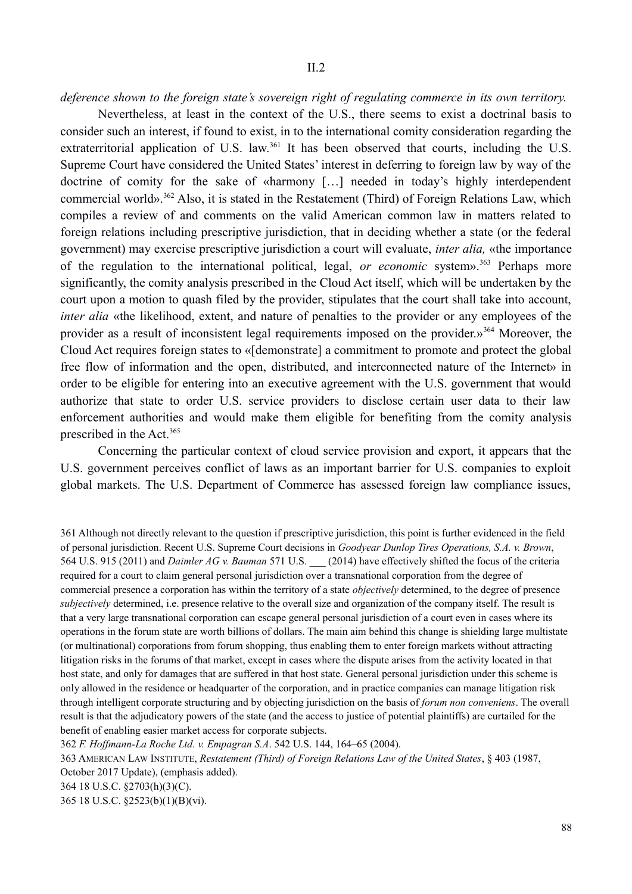*deference shown to the foreign state's sovereign right of regulating commerce in its own territory.*

Nevertheless, at least in the context of the U.S., there seems to exist a doctrinal basis to consider such an interest, if found to exist, in to the international comity consideration regarding the extraterritorial application of U.S. law.[361] It has been observed that courts, including the U.S. Supreme Court have considered the United States' interest in deferring to foreign law by way of the doctrine of comity for the sake of «harmony […] needed in today's highly interdependent commercial world».[362] Also, it is stated in the Restatement (Third) of Foreign Relations Law, which compiles a review of and comments on the valid American common law in matters related to foreign relations including prescriptive jurisdiction, that in deciding whether a state (or the federal government) may exercise prescriptive jurisdiction a court will evaluate, *inter alia,* «the importance of the regulation to the international political, legal, *or economic* system».[363] Perhaps more significantly, the comity analysis prescribed in the Cloud Act itself, which will be undertaken by the court upon a motion to quash filed by the provider, stipulates that the court shall take into account, *inter alia* «the likelihood, extent, and nature of penalties to the provider or any employees of the provider as a result of inconsistent legal requirements imposed on the provider.»[364] Moreover, the Cloud Act requires foreign states to «[demonstrate] a commitment to promote and protect the global free flow of information and the open, distributed, and interconnected nature of the Internet» in order to be eligible for entering into an executive agreement with the U.S. government that would authorize that state to order U.S. service providers to disclose certain user data to their law enforcement authorities and would make them eligible for benefiting from the comity analysis prescribed in the Act.[365]

Concerning the particular context of cloud service provision and export, it appears that the U.S. government perceives conflict of laws as an important barrier for U.S. companies to exploit global markets. The U.S. Department of Commerce has assessed foreign law compliance issues,

361 Although not directly relevant to the question if prescriptive jurisdiction, this point is further evidenced in the field of personal jurisdiction. Recent U.S. Supreme Court decisions in *Goodyear Dunlop Tires Operations, S.A. v. Brown*, 564 U.S. 915 (2011) and *Daimler AG v. Bauman* 571 U.S. ___ (2014) have effectively shifted the focus of the criteria required for a court to claim general personal jurisdiction over a transnational corporation from the degree of commercial presence a corporation has within the territory of a state *objectively* determined, to the degree of presence *subjectively* determined, i.e. presence relative to the overall size and organization of the company itself. The result is that a very large transnational corporation can escape general personal jurisdiction of a court even in cases where its operations in the forum state are worth billions of dollars. The main aim behind this change is shielding large multistate (or multinational) corporations from forum shopping, thus enabling them to enter foreign markets without attracting litigation risks in the forums of that market, except in cases where the dispute arises from the activity located in that host state, and only for damages that are suffered in that host state. General personal jurisdiction under this scheme is only allowed in the residence or headquarter of the corporation, and in practice companies can manage litigation risk through intelligent corporate structuring and by objecting jurisdiction on the basis of *forum non conveniens*. The overall result is that the adjudicatory powers of the state (and the access to justice of potential plaintiffs) are curtailed for the benefit of enabling easier market access for corporate subjects.

362 *F. Hoffmann-La Roche Ltd. v. Empagran S.A*. 542 U.S. 144, 164–65 (2004).

363 AMERICAN LAW INSTITUTE, *Restatement (Third) of Foreign Relations Law of the United States*, § 403 (1987, October 2017 Update), (emphasis added).

364 18 U.S.C. §2703(h)(3)(C).

365 18 U.S.C. §2523(b)(1)(B)(vi).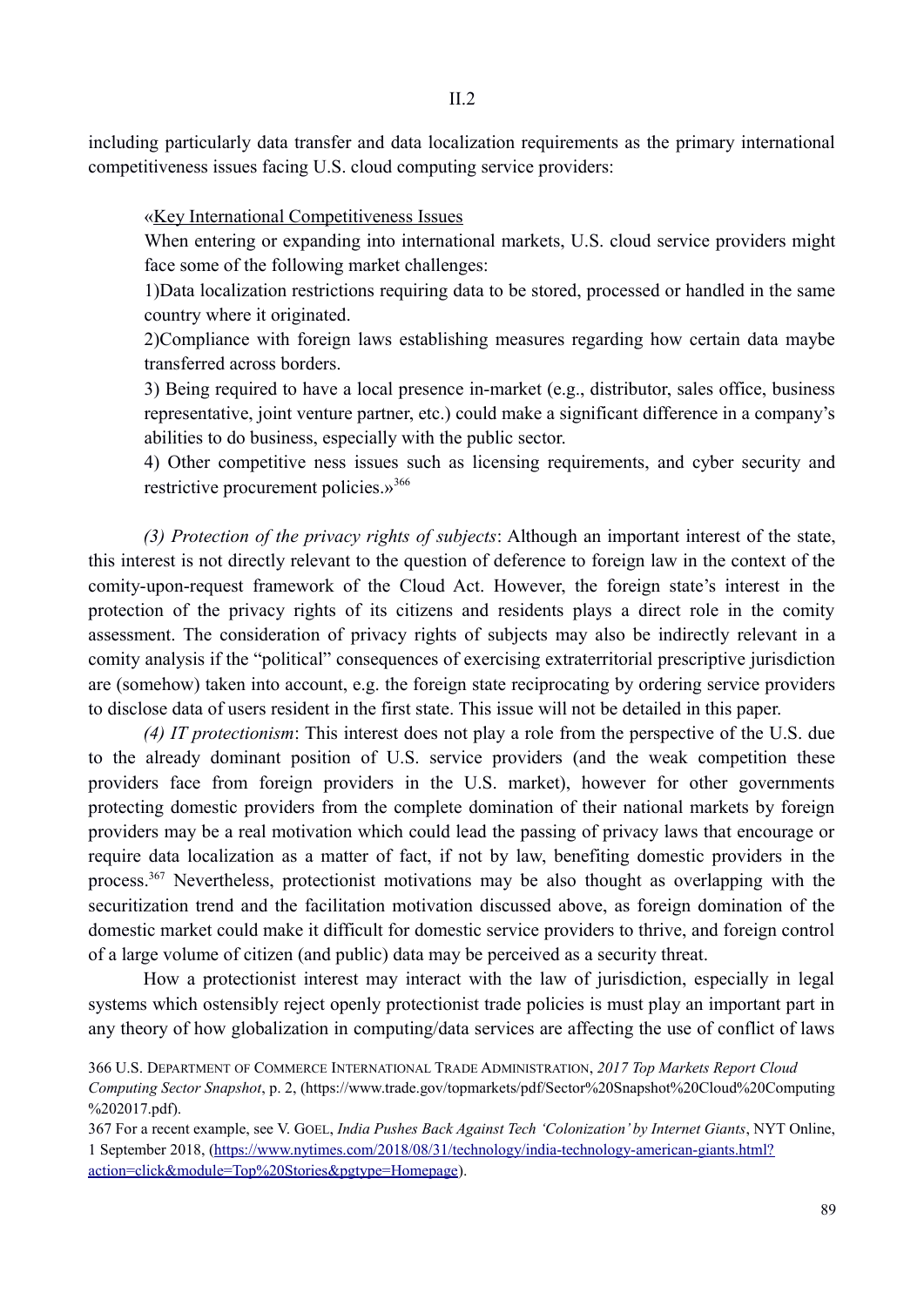including particularly data transfer and data localization requirements as the primary international competitiveness issues facing U.S. cloud computing service providers:

> «Key International Competitiveness Issues
> When entering or expanding into international markets, U.S. cloud service providers might face some of the following market challenges:
> 1)Data localization restrictions requiring data to be stored, processed or handled in the same country where it originated.
> 2)Compliance with foreign laws establishing measures regarding how certain data maybe transferred across borders.
> 3) Being required to have a local presence in-market (e.g., distributor, sales office, business representative, joint venture partner, etc.) could make a significant difference in a company's abilities to do business, especially with the public sector.
> 4) Other competitive ness issues such as licensing requirements, and cyber security and restrictive procurement policies.»[366]

*(3) Protection of the privacy rights of subjects*: Although an important interest of the state, this interest is not directly relevant to the question of deference to foreign law in the context of the comity-upon-request framework of the Cloud Act. However, the foreign state's interest in the protection of the privacy rights of its citizens and residents plays a direct role in the comity assessment. The consideration of privacy rights of subjects may also be indirectly relevant in a comity analysis if the "political" consequences of exercising extraterritorial prescriptive jurisdiction are (somehow) taken into account, e.g. the foreign state reciprocating by ordering service providers to disclose data of users resident in the first state. This issue will not be detailed in this paper.

*(4) IT protectionism*: This interest does not play a role from the perspective of the U.S. due to the already dominant position of U.S. service providers (and the weak competition these providers face from foreign providers in the U.S. market), however for other governments protecting domestic providers from the complete domination of their national markets by foreign providers may be a real motivation which could lead the passing of privacy laws that encourage or require data localization as a matter of fact, if not by law, benefiting domestic providers in the process.[367] Nevertheless, protectionist motivations may be also thought as overlapping with the securitization trend and the facilitation motivation discussed above, as foreign domination of the domestic market could make it difficult for domestic service providers to thrive, and foreign control of a large volume of citizen (and public) data may be perceived as a security threat.

How a protectionist interest may interact with the law of jurisdiction, especially in legal systems which ostensibly reject openly protectionist trade policies is must play an important part in any theory of how globalization in computing/data services are affecting the use of conflict of laws

366 U.S. Department of Commerce International Trade Administration, *2017 Top Markets Report Cloud Computing Sector Snapshot*, p. 2, (https://www.trade.gov/topmarkets/pdf/Sector%20Snapshot%20Cloud%20Computing%202017.pdf).

367 For a recent example, see V. Goel, *India Pushes Back Against Tech 'Colonization' by Internet Giants*, NYT Online, 1 September 2018, (https://www.nytimes.com/2018/08/31/technology/india-technology-american-giants.html?action=click&module=Top%20Stories&pgtype=Homepage).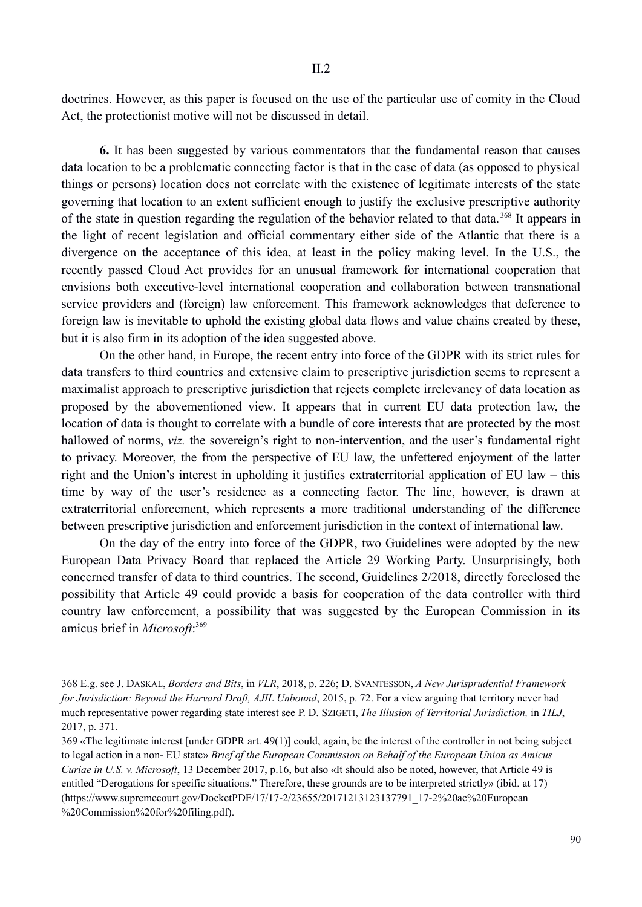doctrines. However, as this paper is focused on the use of the particular use of comity in the Cloud Act, the protectionist motive will not be discussed in detail.

**6.** It has been suggested by various commentators that the fundamental reason that causes data location to be a problematic connecting factor is that in the case of data (as opposed to physical things or persons) location does not correlate with the existence of legitimate interests of the state governing that location to an extent sufficient enough to justify the exclusive prescriptive authority of the state in question regarding the regulation of the behavior related to that data.[368] It appears in the light of recent legislation and official commentary either side of the Atlantic that there is a divergence on the acceptance of this idea, at least in the policy making level. In the U.S., the recently passed Cloud Act provides for an unusual framework for international cooperation that envisions both executive-level international cooperation and collaboration between transnational service providers and (foreign) law enforcement. This framework acknowledges that deference to foreign law is inevitable to uphold the existing global data flows and value chains created by these, but it is also firm in its adoption of the idea suggested above.

On the other hand, in Europe, the recent entry into force of the GDPR with its strict rules for data transfers to third countries and extensive claim to prescriptive jurisdiction seems to represent a maximalist approach to prescriptive jurisdiction that rejects complete irrelevancy of data location as proposed by the abovementioned view. It appears that in current EU data protection law, the location of data is thought to correlate with a bundle of core interests that are protected by the most hallowed of norms, *viz.* the sovereign's right to non-intervention, and the user's fundamental right to privacy. Moreover, the from the perspective of EU law, the unfettered enjoyment of the latter right and the Union's interest in upholding it justifies extraterritorial application of EU law – this time by way of the user's residence as a connecting factor. The line, however, is drawn at extraterritorial enforcement, which represents a more traditional understanding of the difference between prescriptive jurisdiction and enforcement jurisdiction in the context of international law.

On the day of the entry into force of the GDPR, two Guidelines were adopted by the new European Data Privacy Board that replaced the Article 29 Working Party. Unsurprisingly, both concerned transfer of data to third countries. The second, Guidelines 2/2018, directly foreclosed the possibility that Article 49 could provide a basis for cooperation of the data controller with third country law enforcement, a possibility that was suggested by the European Commission in its amicus brief in *Microsoft*:[369]

---

368 E.g. see J. DASKAL, *Borders and Bits*, in *VLR*, 2018, p. 226; D. SVANTESSON, *A New Jurisprudential Framework for Jurisdiction: Beyond the Harvard Draft, AJIL Unbound*, 2015, p. 72. For a view arguing that territory never had much representative power regarding state interest see P. D. SZIGETI, *The Illusion of Territorial Jurisdiction,* in *TILJ*, 2017, p. 371.

369 «The legitimate interest [under GDPR art. 49(1)] could, again, be the interest of the controller in not being subject to legal action in a non- EU state» *Brief of the European Commission on Behalf of the European Union as Amicus Curiae in U.S. v. Microsoft*, 13 December 2017, p.16, but also «It should also be noted, however, that Article 49 is entitled "Derogations for specific situations." Therefore, these grounds are to be interpreted strictly» (ibid. at 17) (https://www.supremecourt.gov/DocketPDF/17/17-2/23655/20171213123137791_17-2%20ac%20European%20Commission%20for%20filing.pdf).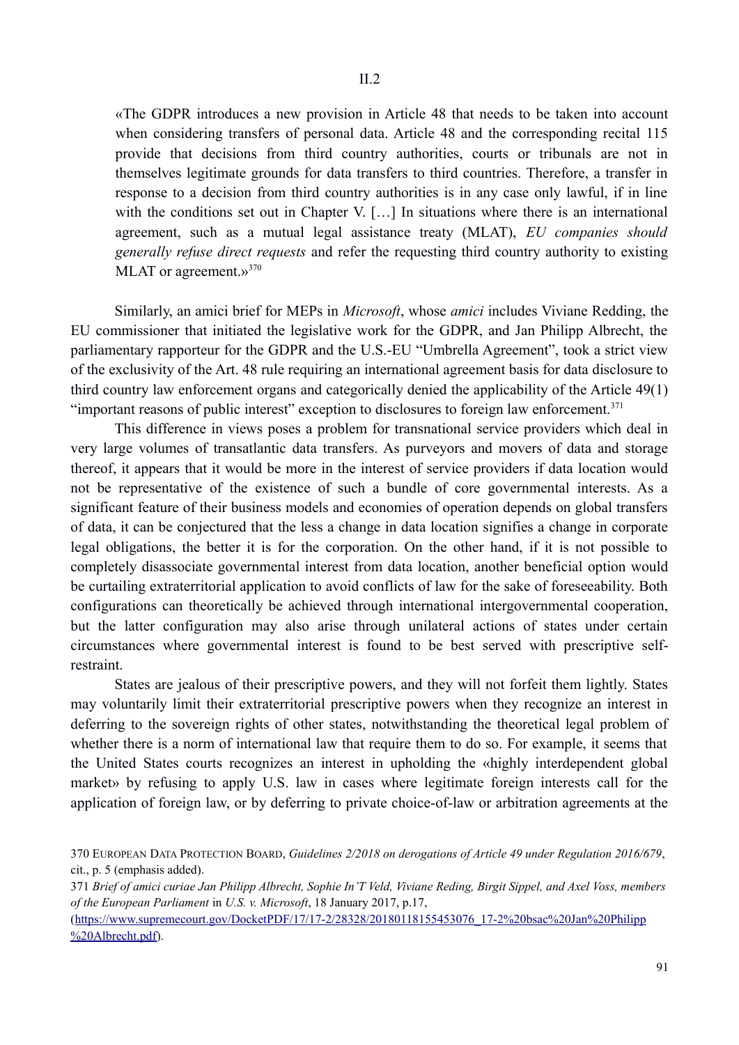«The GDPR introduces a new provision in Article 48 that needs to be taken into account when considering transfers of personal data. Article 48 and the corresponding recital 115 provide that decisions from third country authorities, courts or tribunals are not in themselves legitimate grounds for data transfers to third countries. Therefore, a transfer in response to a decision from third country authorities is in any case only lawful, if in line with the conditions set out in Chapter V. […] In situations where there is an international agreement, such as a mutual legal assistance treaty (MLAT), *EU companies should generally refuse direct requests* and refer the requesting third country authority to existing MLAT or agreement.»[370]

Similarly, an amici brief for MEPs in *Microsoft*, whose *amici* includes Viviane Redding, the EU commissioner that initiated the legislative work for the GDPR, and Jan Philipp Albrecht, the parliamentary rapporteur for the GDPR and the U.S.-EU "Umbrella Agreement", took a strict view of the exclusivity of the Art. 48 rule requiring an international agreement basis for data disclosure to third country law enforcement organs and categorically denied the applicability of the Article 49(1) "important reasons of public interest" exception to disclosures to foreign law enforcement.[371]

This difference in views poses a problem for transnational service providers which deal in very large volumes of transatlantic data transfers. As purveyors and movers of data and storage thereof, it appears that it would be more in the interest of service providers if data location would not be representative of the existence of such a bundle of core governmental interests. As a significant feature of their business models and economies of operation depends on global transfers of data, it can be conjectured that the less a change in data location signifies a change in corporate legal obligations, the better it is for the corporation. On the other hand, if it is not possible to completely disassociate governmental interest from data location, another beneficial option would be curtailing extraterritorial application to avoid conflicts of law for the sake of foreseeability. Both configurations can theoretically be achieved through international intergovernmental cooperation, but the latter configuration may also arise through unilateral actions of states under certain circumstances where governmental interest is found to be best served with prescriptive self-restraint.

States are jealous of their prescriptive powers, and they will not forfeit them lightly. States may voluntarily limit their extraterritorial prescriptive powers when they recognize an interest in deferring to the sovereign rights of other states, notwithstanding the theoretical legal problem of whether there is a norm of international law that require them to do so. For example, it seems that the United States courts recognizes an interest in upholding the «highly interdependent global market» by refusing to apply U.S. law in cases where legitimate foreign interests call for the application of foreign law, or by deferring to private choice-of-law or arbitration agreements at the

370 EUROPEAN DATA PROTECTION BOARD, *Guidelines 2/2018 on derogations of Article 49 under Regulation 2016/679*, cit., p. 5 (emphasis added).

371 *Brief of amici curiae Jan Philipp Albrecht, Sophie In'T Veld, Viviane Reding, Birgit Sippel, and Axel Voss, members of the European Parliament* in *U.S. v. Microsoft*, 18 January 2017, p.17, (https://www.supremecourt.gov/DocketPDF/17/17-2/28328/20180118155453076_17-2%20bsac%20Jan%20Philipp%20Albrecht.pdf).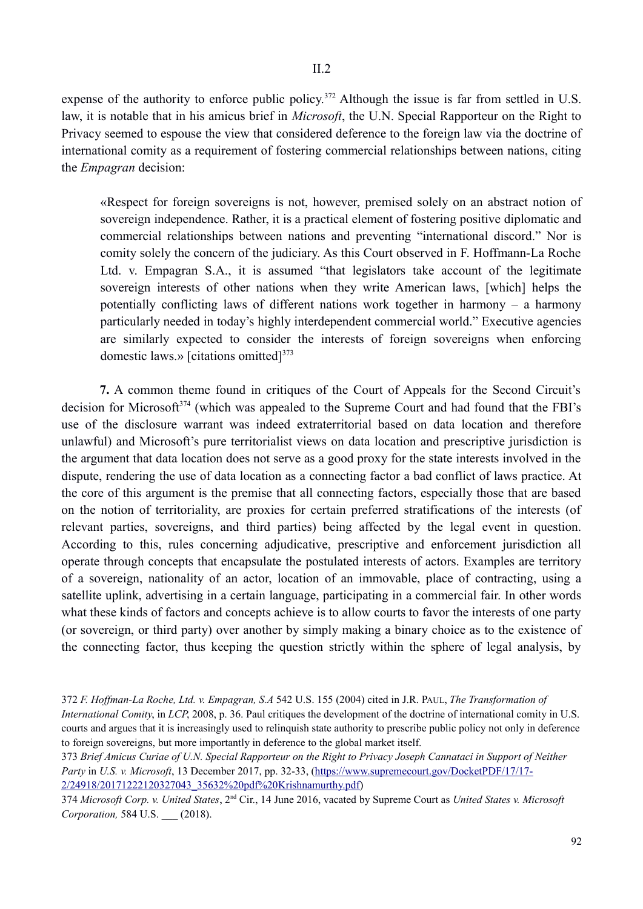expense of the authority to enforce public policy.[372] Although the issue is far from settled in U.S. law, it is notable that in his amicus brief in *Microsoft*, the U.N. Special Rapporteur on the Right to Privacy seemed to espouse the view that considered deference to the foreign law via the doctrine of international comity as a requirement of fostering commercial relationships between nations, citing the *Empagran* decision:

> «Respect for foreign sovereigns is not, however, premised solely on an abstract notion of sovereign independence. Rather, it is a practical element of fostering positive diplomatic and commercial relationships between nations and preventing "international discord." Nor is comity solely the concern of the judiciary. As this Court observed in F. Hoffmann-La Roche Ltd. v. Empagran S.A., it is assumed "that legislators take account of the legitimate sovereign interests of other nations when they write American laws, [which] helps the potentially conflicting laws of different nations work together in harmony – a harmony particularly needed in today's highly interdependent commercial world." Executive agencies are similarly expected to consider the interests of foreign sovereigns when enforcing domestic laws.» [citations omitted][373]

**7.** A common theme found in critiques of the Court of Appeals for the Second Circuit's decision for Microsoft[374] (which was appealed to the Supreme Court and had found that the FBI's use of the disclosure warrant was indeed extraterritorial based on data location and therefore unlawful) and Microsoft's pure territorialist views on data location and prescriptive jurisdiction is the argument that data location does not serve as a good proxy for the state interests involved in the dispute, rendering the use of data location as a connecting factor a bad conflict of laws practice. At the core of this argument is the premise that all connecting factors, especially those that are based on the notion of territoriality, are proxies for certain preferred stratifications of the interests (of relevant parties, sovereigns, and third parties) being affected by the legal event in question. According to this, rules concerning adjudicative, prescriptive and enforcement jurisdiction all operate through concepts that encapsulate the postulated interests of actors. Examples are territory of a sovereign, nationality of an actor, location of an immovable, place of contracting, using a satellite uplink, advertising in a certain language, participating in a commercial fair. In other words what these kinds of factors and concepts achieve is to allow courts to favor the interests of one party (or sovereign, or third party) over another by simply making a binary choice as to the existence of the connecting factor, thus keeping the question strictly within the sphere of legal analysis, by

---

372 *F. Hoffman-La Roche, Ltd. v. Empagran, S.A* 542 U.S. 155 (2004) cited in J.R. Paul, *The Transformation of International Comity*, in *LCP*, 2008, p. 36. Paul critiques the development of the doctrine of international comity in U.S. courts and argues that it is increasingly used to relinquish state authority to prescribe public policy not only in deference to foreign sovereigns, but more importantly in deference to the global market itself.

373 *Brief Amicus Curiae of U.N. Special Rapporteur on the Right to Privacy Joseph Cannataci in Support of Neither Party* in *U.S. v. Microsoft*, 13 December 2017, pp. 32-33, (https://www.supremecourt.gov/DocketPDF/17/17-2/24918/20171222120327043_35632%20pdf%20Krishnamurthy.pdf)

374 *Microsoft Corp. v. United States*, 2nd Cir., 14 June 2016, vacated by Supreme Court as *United States v. Microsoft Corporation,* 584 U.S. ___ (2018).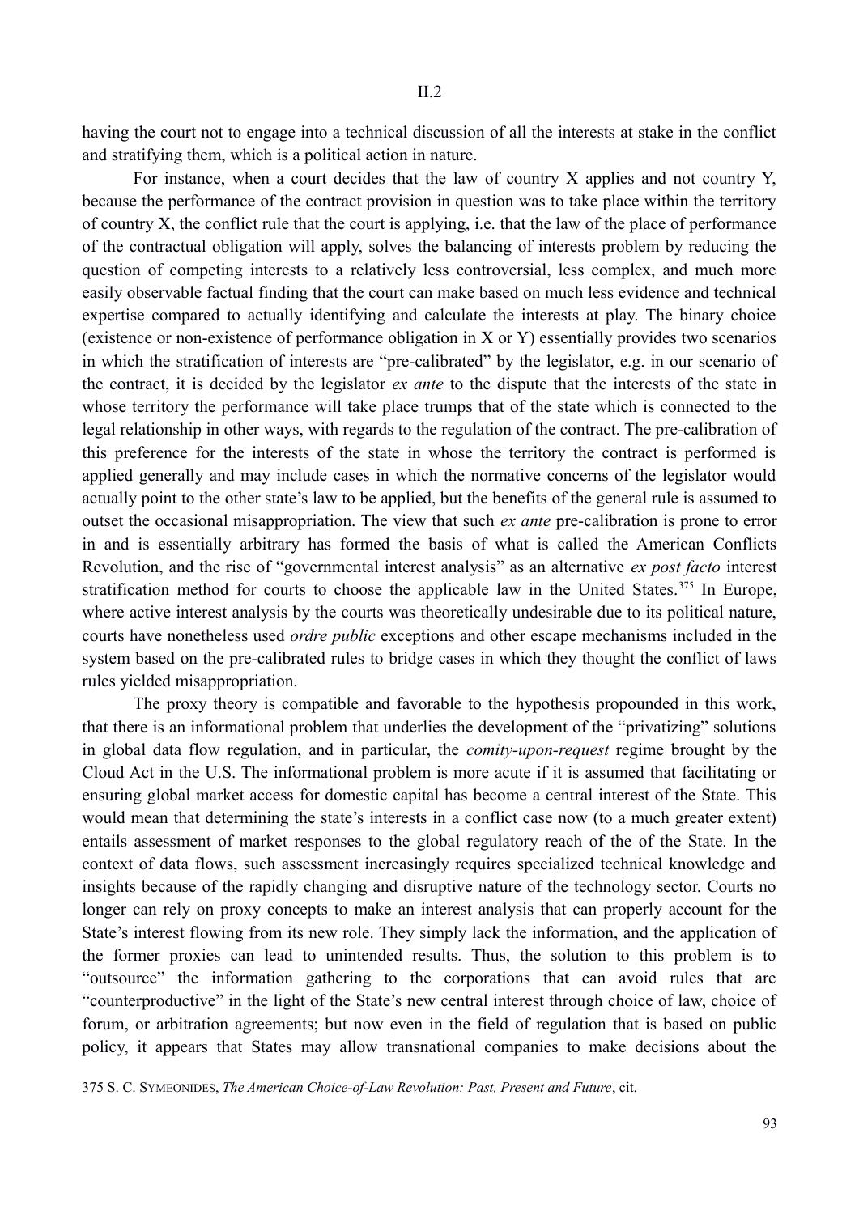having the court not to engage into a technical discussion of all the interests at stake in the conflict and stratifying them, which is a political action in nature.

For instance, when a court decides that the law of country X applies and not country Y, because the performance of the contract provision in question was to take place within the territory of country X, the conflict rule that the court is applying, i.e. that the law of the place of performance of the contractual obligation will apply, solves the balancing of interests problem by reducing the question of competing interests to a relatively less controversial, less complex, and much more easily observable factual finding that the court can make based on much less evidence and technical expertise compared to actually identifying and calculate the interests at play. The binary choice (existence or non-existence of performance obligation in X or Y) essentially provides two scenarios in which the stratification of interests are "pre-calibrated" by the legislator, e.g. in our scenario of the contract, it is decided by the legislator *ex ante* to the dispute that the interests of the state in whose territory the performance will take place trumps that of the state which is connected to the legal relationship in other ways, with regards to the regulation of the contract. The pre-calibration of this preference for the interests of the state in whose the territory the contract is performed is applied generally and may include cases in which the normative concerns of the legislator would actually point to the other state's law to be applied, but the benefits of the general rule is assumed to outset the occasional misappropriation. The view that such *ex ante* pre-calibration is prone to error in and is essentially arbitrary has formed the basis of what is called the American Conflicts Revolution, and the rise of "governmental interest analysis" as an alternative *ex post facto* interest stratification method for courts to choose the applicable law in the United States.[375] In Europe, where active interest analysis by the courts was theoretically undesirable due to its political nature, courts have nonetheless used *ordre public* exceptions and other escape mechanisms included in the system based on the pre-calibrated rules to bridge cases in which they thought the conflict of laws rules yielded misappropriation.

The proxy theory is compatible and favorable to the hypothesis propounded in this work, that there is an informational problem that underlies the development of the "privatizing" solutions in global data flow regulation, and in particular, the *comity-upon-request* regime brought by the Cloud Act in the U.S. The informational problem is more acute if it is assumed that facilitating or ensuring global market access for domestic capital has become a central interest of the State. This would mean that determining the state's interests in a conflict case now (to a much greater extent) entails assessment of market responses to the global regulatory reach of the of the State. In the context of data flows, such assessment increasingly requires specialized technical knowledge and insights because of the rapidly changing and disruptive nature of the technology sector. Courts no longer can rely on proxy concepts to make an interest analysis that can properly account for the State's interest flowing from its new role. They simply lack the information, and the application of the former proxies can lead to unintended results. Thus, the solution to this problem is to "outsource" the information gathering to the corporations that can avoid rules that are "counterproductive" in the light of the State's new central interest through choice of law, choice of forum, or arbitration agreements; but now even in the field of regulation that is based on public policy, it appears that States may allow transnational companies to make decisions about the

375 S. C. SYMEONIDES, *The American Choice-of-Law Revolution: Past, Present and Future*, cit.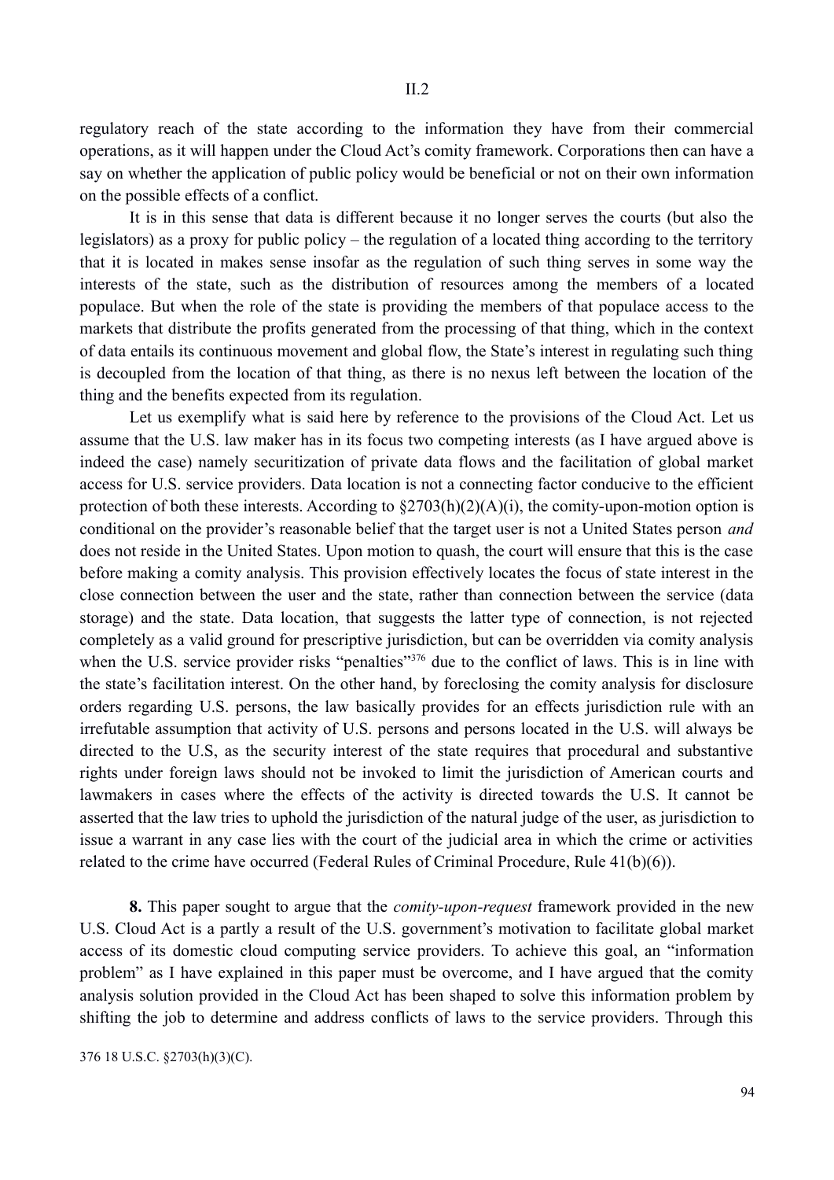regulatory reach of the state according to the information they have from their commercial operations, as it will happen under the Cloud Act's comity framework. Corporations then can have a say on whether the application of public policy would be beneficial or not on their own information on the possible effects of a conflict.

It is in this sense that data is different because it no longer serves the courts (but also the legislators) as a proxy for public policy – the regulation of a located thing according to the territory that it is located in makes sense insofar as the regulation of such thing serves in some way the interests of the state, such as the distribution of resources among the members of a located populace. But when the role of the state is providing the members of that populace access to the markets that distribute the profits generated from the processing of that thing, which in the context of data entails its continuous movement and global flow, the State's interest in regulating such thing is decoupled from the location of that thing, as there is no nexus left between the location of the thing and the benefits expected from its regulation.

Let us exemplify what is said here by reference to the provisions of the Cloud Act. Let us assume that the U.S. law maker has in its focus two competing interests (as I have argued above is indeed the case) namely securitization of private data flows and the facilitation of global market access for U.S. service providers. Data location is not a connecting factor conducive to the efficient protection of both these interests. According to §2703(h)(2)(A)(i), the comity-upon-motion option is conditional on the provider's reasonable belief that the target user is not a United States person *and* does not reside in the United States. Upon motion to quash, the court will ensure that this is the case before making a comity analysis. This provision effectively locates the focus of state interest in the close connection between the user and the state, rather than connection between the service (data storage) and the state. Data location, that suggests the latter type of connection, is not rejected completely as a valid ground for prescriptive jurisdiction, but can be overridden via comity analysis when the U.S. service provider risks "penalties"[376] due to the conflict of laws. This is in line with the state's facilitation interest. On the other hand, by foreclosing the comity analysis for disclosure orders regarding U.S. persons, the law basically provides for an effects jurisdiction rule with an irrefutable assumption that activity of U.S. persons and persons located in the U.S. will always be directed to the U.S, as the security interest of the state requires that procedural and substantive rights under foreign laws should not be invoked to limit the jurisdiction of American courts and lawmakers in cases where the effects of the activity is directed towards the U.S. It cannot be asserted that the law tries to uphold the jurisdiction of the natural judge of the user, as jurisdiction to issue a warrant in any case lies with the court of the judicial area in which the crime or activities related to the crime have occurred (Federal Rules of Criminal Procedure, Rule 41(b)(6)).

**8.** This paper sought to argue that the *comity-upon-request* framework provided in the new U.S. Cloud Act is a partly a result of the U.S. government's motivation to facilitate global market access of its domestic cloud computing service providers. To achieve this goal, an "information problem" as I have explained in this paper must be overcome, and I have argued that the comity analysis solution provided in the Cloud Act has been shaped to solve this information problem by shifting the job to determine and address conflicts of laws to the service providers. Through this

[376] 18 U.S.C. §2703(h)(3)(C).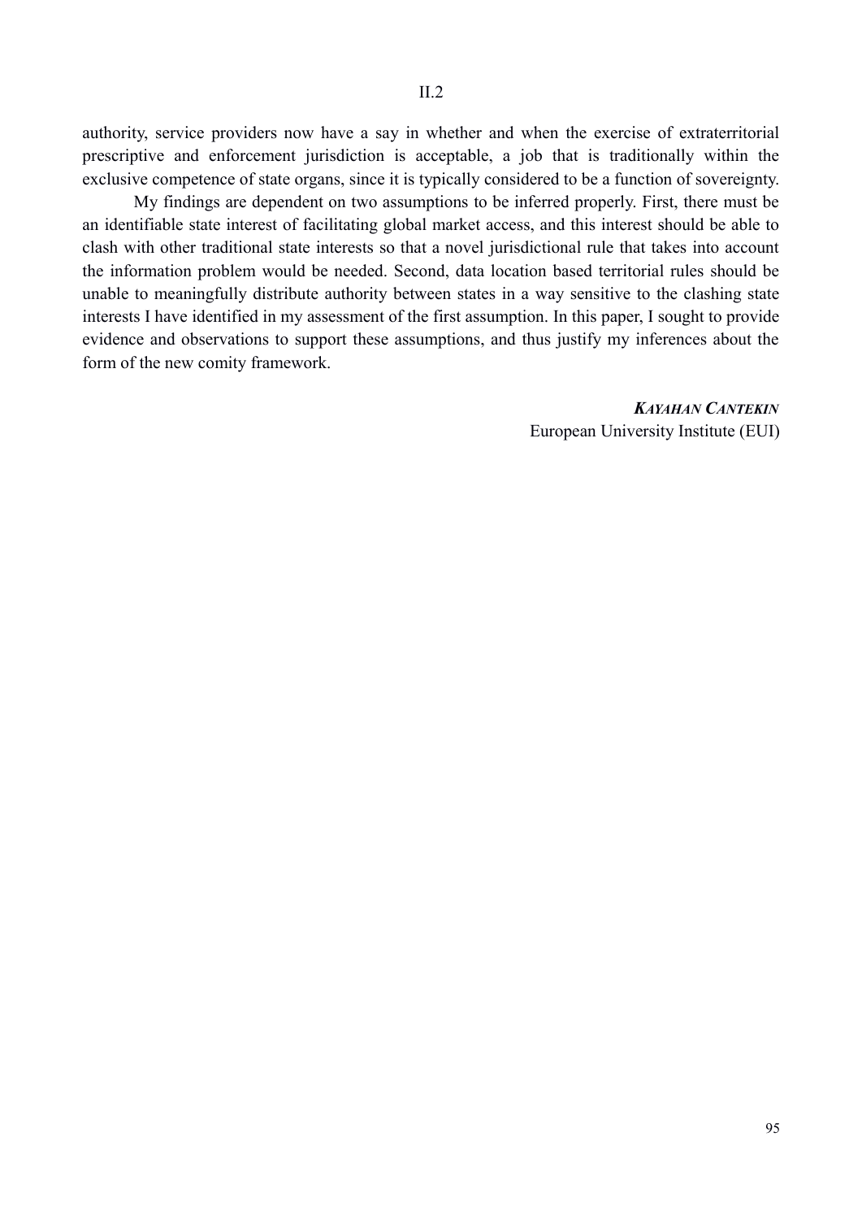authority, service providers now have a say in whether and when the exercise of extraterritorial prescriptive and enforcement jurisdiction is acceptable, a job that is traditionally within the exclusive competence of state organs, since it is typically considered to be a function of sovereignty.

My findings are dependent on two assumptions to be inferred properly. First, there must be an identifiable state interest of facilitating global market access, and this interest should be able to clash with other traditional state interests so that a novel jurisdictional rule that takes into account the information problem would be needed. Second, data location based territorial rules should be unable to meaningfully distribute authority between states in a way sensitive to the clashing state interests I have identified in my assessment of the first assumption. In this paper, I sought to provide evidence and observations to support these assumptions, and thus justify my inferences about the form of the new comity framework.

***Kayahan Cantekin***
European University Institute (EUI)